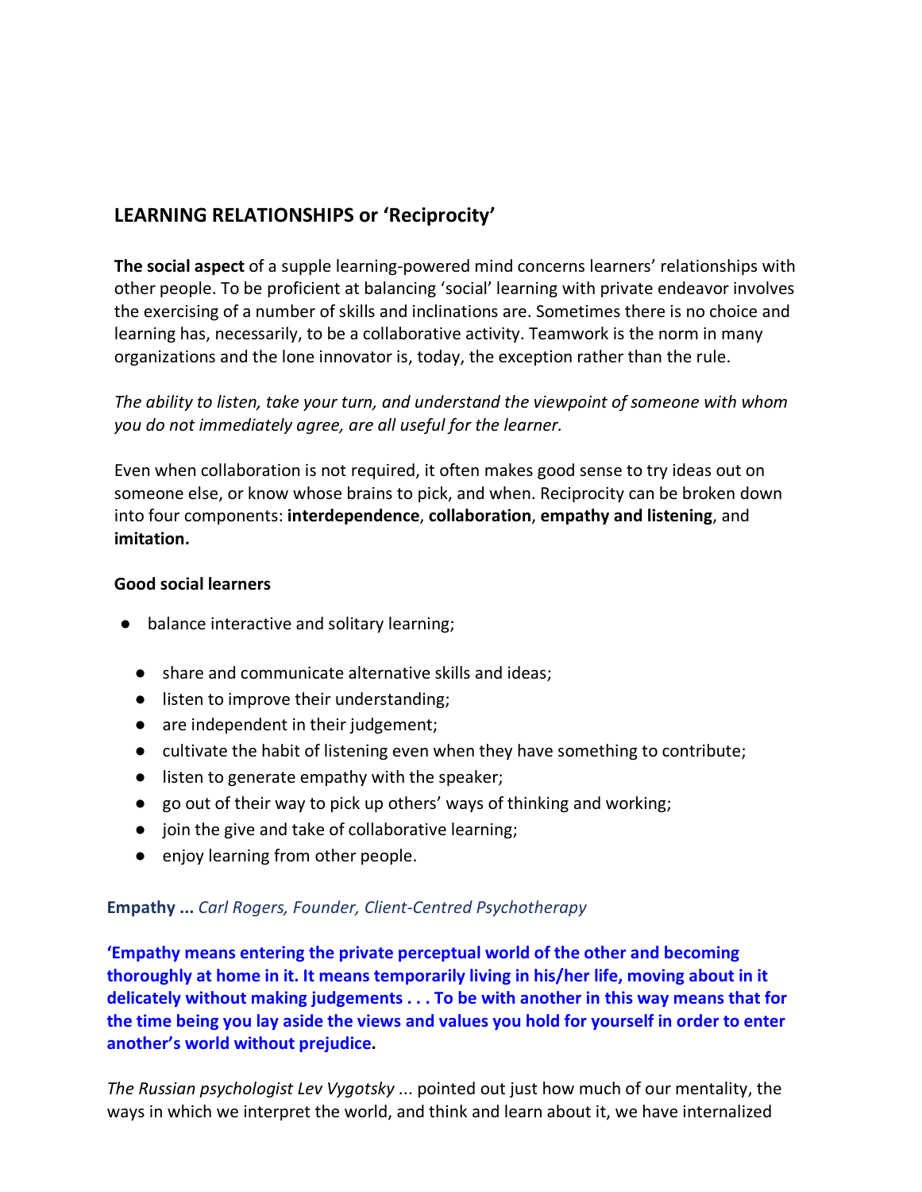## LEARNING RELATIONSHIPS or 'Reciprocity'

**The social aspect** of a supple learning-powered mind concerns learners' relationships with other people. To be proficient at balancing 'social' learning with private endeavor involves the exercising of a number of skills and inclinations are. Sometimes there is no choice and learning has, necessarily, to be a collaborative activity. Teamwork is the norm in many organizations and the lone innovator is, today, the exception rather than the rule.

*The ability to listen, take your turn, and understand the viewpoint of someone with whom you do not immediately agree, are all useful for the learner.*

Even when collaboration is not required, it often makes good sense to try ideas out on someone else, or know whose brains to pick, and when. Reciprocity can be broken down into four components: **interdependence**, **collaboration**, **empathy and listening**, and **imitation.**

**Good social learners**

- balance interactive and solitary learning;
  - share and communicate alternative skills and ideas;
  - listen to improve their understanding;
  - are independent in their judgement;
  - cultivate the habit of listening even when they have something to contribute;
  - listen to generate empathy with the speaker;
  - go out of their way to pick up others' ways of thinking and working;
  - join the give and take of collaborative learning;
  - enjoy learning from other people.

**Empathy ...** *Carl Rogers, Founder, Client-Centred Psychotherapy*

**'Empathy means entering the private perceptual world of the other and becoming thoroughly at home in it. It means temporarily living in his/her life, moving about in it delicately without making judgements . . . To be with another in this way means that for the time being you lay aside the views and values you hold for yourself in order to enter another's world without prejudice.**

*The Russian psychologist Lev Vygotsky* ... pointed out just how much of our mentality, the ways in which we interpret the world, and think and learn about it, we have internalized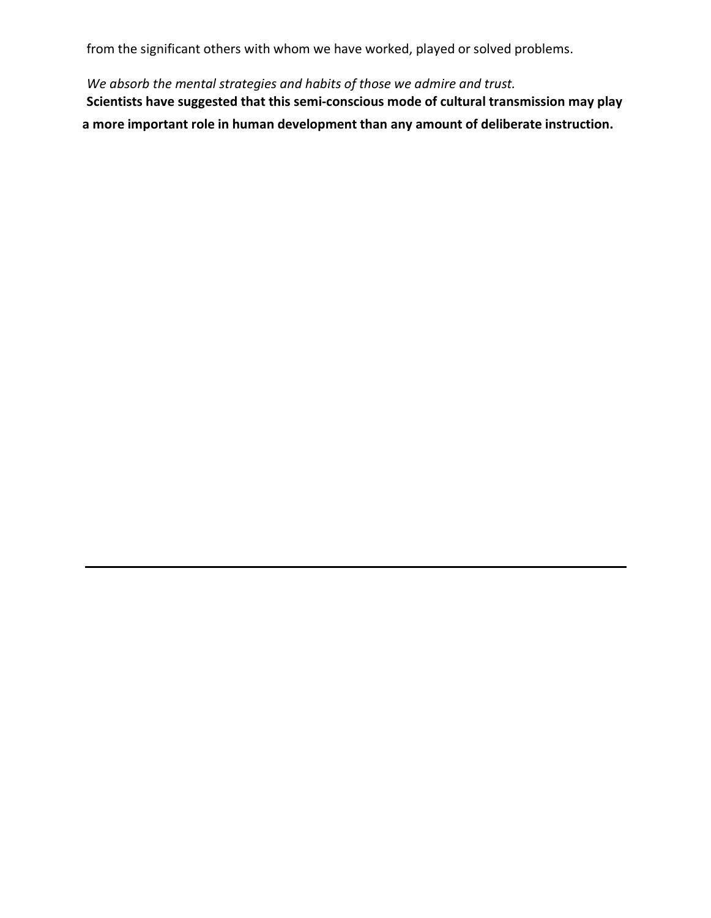from the significant others with whom we have worked, played or solved problems.

*We absorb the mental strategies and habits of those we admire and trust.*
**Scientists have suggested that this semi-conscious mode of cultural transmission may play a more important role in human development than any amount of deliberate instruction.**

---